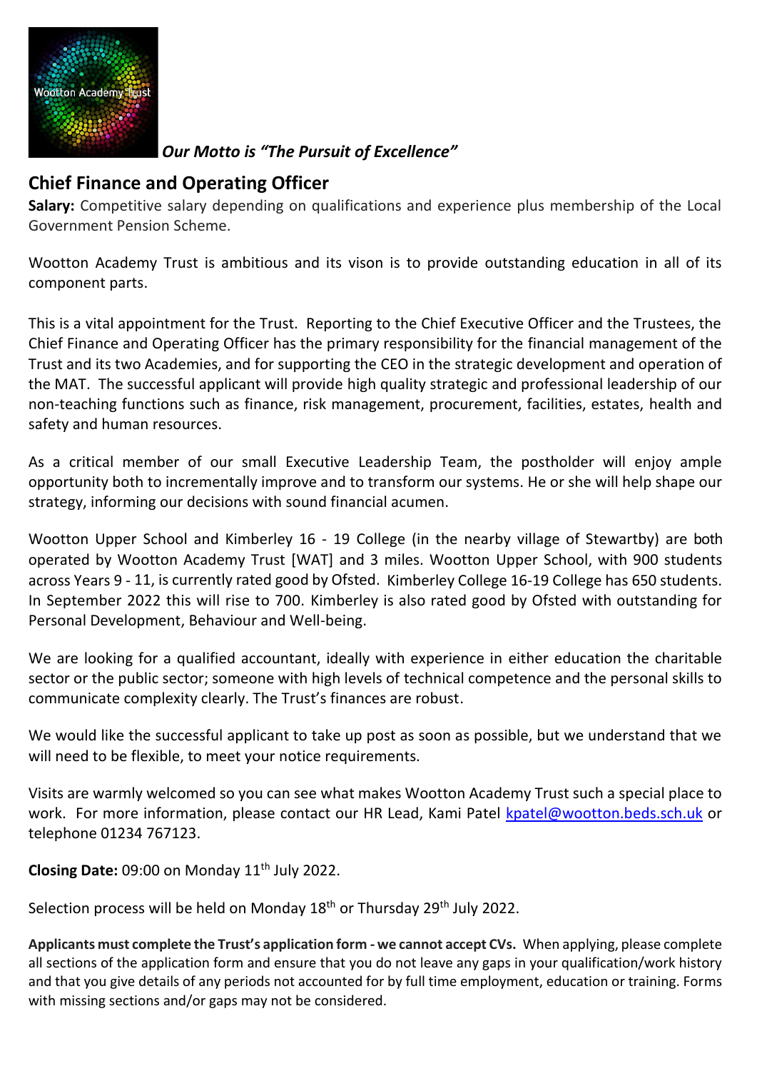*Our Motto is "The Pursuit of Excellence"*

## Chief Finance and Operating Officer

**Salary:** Competitive salary depending on qualifications and experience plus membership of the Local Government Pension Scheme.

Wootton Academy Trust is ambitious and its vison is to provide outstanding education in all of its component parts.

This is a vital appointment for the Trust. Reporting to the Chief Executive Officer and the Trustees, the Chief Finance and Operating Officer has the primary responsibility for the financial management of the Trust and its two Academies, and for supporting the CEO in the strategic development and operation of the MAT. The successful applicant will provide high quality strategic and professional leadership of our non-teaching functions such as finance, risk management, procurement, facilities, estates, health and safety and human resources.

As a critical member of our small Executive Leadership Team, the postholder will enjoy ample opportunity both to incrementally improve and to transform our systems. He or she will help shape our strategy, informing our decisions with sound financial acumen.

Wootton Upper School and Kimberley 16 - 19 College (in the nearby village of Stewartby) are both operated by Wootton Academy Trust [WAT] and 3 miles. Wootton Upper School, with 900 students across Years 9 - 11, is currently rated good by Ofsted. Kimberley College 16-19 College has 650 students. In September 2022 this will rise to 700. Kimberley is also rated good by Ofsted with outstanding for Personal Development, Behaviour and Well-being.

We are looking for a qualified accountant, ideally with experience in either education the charitable sector or the public sector; someone with high levels of technical competence and the personal skills to communicate complexity clearly. The Trust's finances are robust.

We would like the successful applicant to take up post as soon as possible, but we understand that we will need to be flexible, to meet your notice requirements.

Visits are warmly welcomed so you can see what makes Wootton Academy Trust such a special place to work. For more information, please contact our HR Lead, Kami Patel kpatel@wootton.beds.sch.uk or telephone 01234 767123.

**Closing Date:** 09:00 on Monday 11th July 2022.

Selection process will be held on Monday 18th or Thursday 29th July 2022.

**Applicants must complete the Trust's application form - we cannot accept CVs.** When applying, please complete all sections of the application form and ensure that you do not leave any gaps in your qualification/work history and that you give details of any periods not accounted for by full time employment, education or training. Forms with missing sections and/or gaps may not be considered.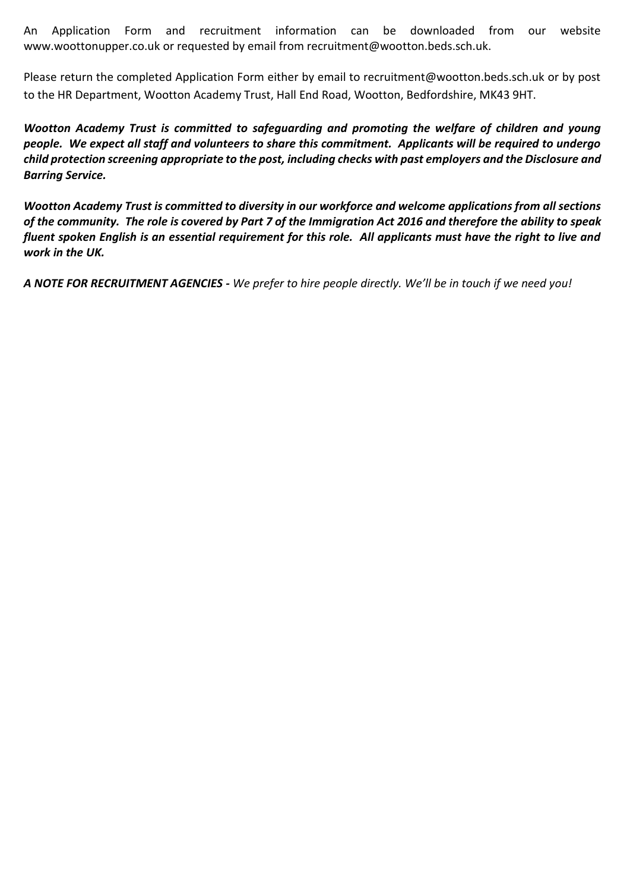An Application Form and recruitment information can be downloaded from our website www.woottonupper.co.uk or requested by email from recruitment@wootton.beds.sch.uk.

Please return the completed Application Form either by email to recruitment@wootton.beds.sch.uk or by post to the HR Department, Wootton Academy Trust, Hall End Road, Wootton, Bedfordshire, MK43 9HT.

***Wootton Academy Trust is committed to safeguarding and promoting the welfare of children and young people. We expect all staff and volunteers to share this commitment. Applicants will be required to undergo child protection screening appropriate to the post, including checks with past employers and the Disclosure and Barring Service.***

***Wootton Academy Trust is committed to diversity in our workforce and welcome applications from all sections of the community. The role is covered by Part 7 of the Immigration Act 2016 and therefore the ability to speak fluent spoken English is an essential requirement for this role. All applicants must have the right to live and work in the UK.***

***A NOTE FOR RECRUITMENT AGENCIES -*** *We prefer to hire people directly. We'll be in touch if we need you!*